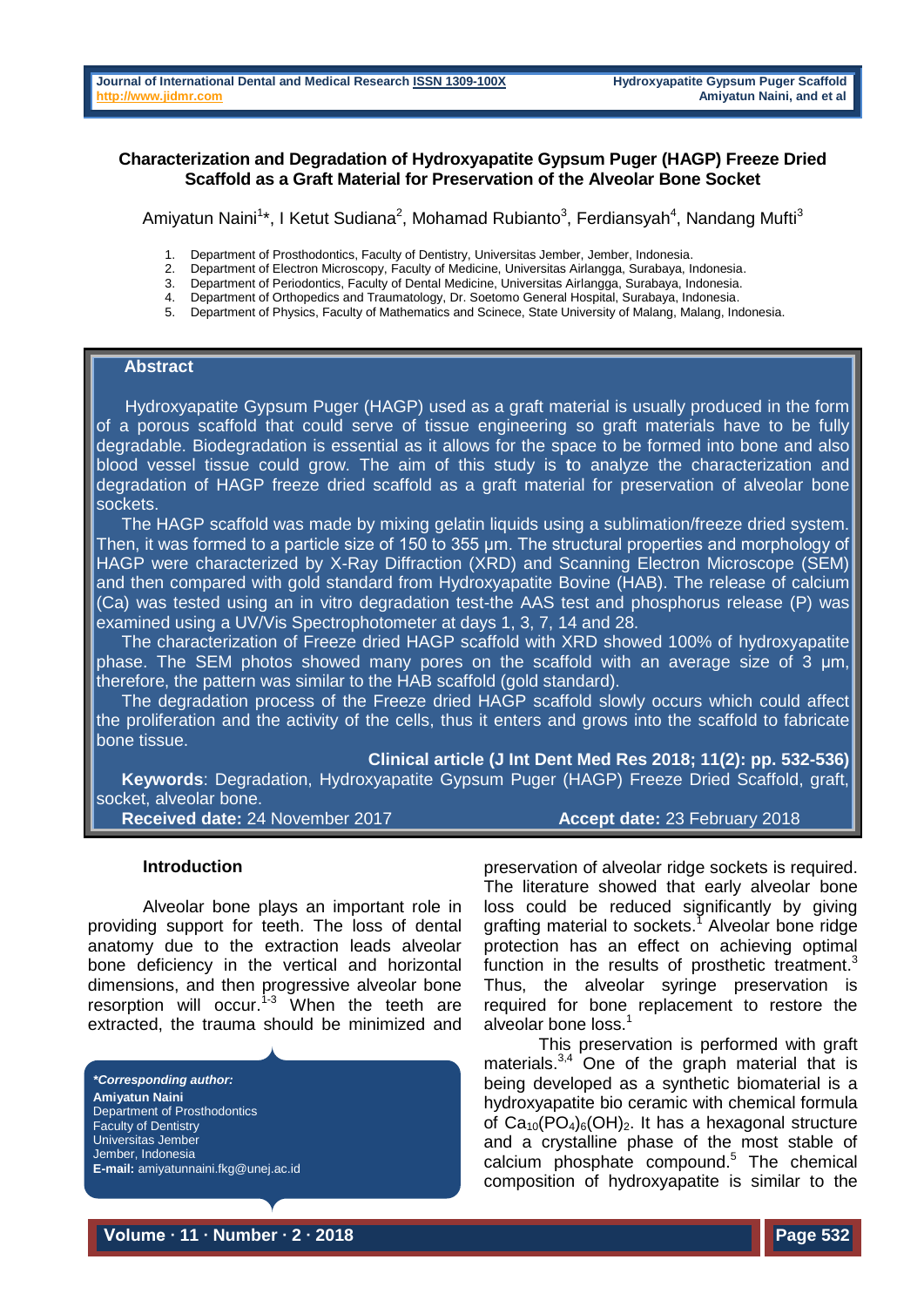# Characterization and Degradation of Hydroxyapatite Gypsum Puger (HAGP) Freeze Dried Scaffold as a Graft Material for Preservation of the Alveolar Bone Socket

Amiyatun Naini[1]*, I Ketut Sudiana[2], Mohamad Rubianto[3], Ferdiansyah[4], Nandang Mufti[3]

1. Department of Prosthodontics, Faculty of Dentistry, Universitas Jember, Jember, Indonesia.
2. Department of Electron Microscopy, Faculty of Medicine, Universitas Airlangga, Surabaya, Indonesia.
3. Department of Periodontics, Faculty of Dental Medicine, Universitas Airlangga, Surabaya, Indonesia.
4. Department of Orthopedics and Traumatology, Dr. Soetomo General Hospital, Surabaya, Indonesia.
5. Department of Physics, Faculty of Mathematics and Scinece, State University of Malang, Malang, Indonesia.

## Abstract

Hydroxyapatite Gypsum Puger (HAGP) used as a graft material is usually produced in the form of a porous scaffold that could serve of tissue engineering so graft materials have to be fully degradable. Biodegradation is essential as it allows for the space to be formed into bone and also blood vessel tissue could grow. The aim of this study is to analyze the characterization and degradation of HAGP freeze dried scaffold as a graft material for preservation of alveolar bone sockets.

The HAGP scaffold was made by mixing gelatin liquids using a sublimation/freeze dried system. Then, it was formed to a particle size of 150 to 355 μm. The structural properties and morphology of HAGP were characterized by X-Ray Diffraction (XRD) and Scanning Electron Microscope (SEM) and then compared with gold standard from Hydroxyapatite Bovine (HAB). The release of calcium (Ca) was tested using an in vitro degradation test-the AAS test and phosphorus release (P) was examined using a UV/Vis Spectrophotometer at days 1, 3, 7, 14 and 28.

The characterization of Freeze dried HAGP scaffold with XRD showed 100% of hydroxyapatite phase. The SEM photos showed many pores on the scaffold with an average size of 3 μm, therefore, the pattern was similar to the HAB scaffold (gold standard).

The degradation process of the Freeze dried HAGP scaffold slowly occurs which could affect the proliferation and the activity of the cells, thus it enters and grows into the scaffold to fabricate bone tissue.

**Clinical article (J Int Dent Med Res 2018; 11(2): pp. 532-536)**

**Keywords**: Degradation, Hydroxyapatite Gypsum Puger (HAGP) Freeze Dried Scaffold, graft, socket, alveolar bone.

**Received date:** 24 November 2017 **Accept date:** 23 February 2018

## Introduction

Alveolar bone plays an important role in providing support for teeth. The loss of dental anatomy due to the extraction leads alveolar bone deficiency in the vertical and horizontal dimensions, and then progressive alveolar bone resorption will occur.[1-3] When the teeth are extracted, the trauma should be minimized and preservation of alveolar ridge sockets is required. The literature showed that early alveolar bone loss could be reduced significantly by giving grafting material to sockets.[1] Alveolar bone ridge protection has an effect on achieving optimal function in the results of prosthetic treatment.[3] Thus, the alveolar syringe preservation is required for bone replacement to restore the alveolar bone loss.[1]

This preservation is performed with graft materials.[3,4] One of the graph material that is being developed as a synthetic biomaterial is a hydroxyapatite bio ceramic with chemical formula of $Ca_{10}(PO_4)_6(OH)_2$. It has a hexagonal structure and a crystalline phase of the most stable of calcium phosphate compound.[5] The chemical composition of hydroxyapatite is similar to the

***Corresponding author:***
**Amiyatun Naini**
Department of Prosthodontics
Faculty of Dentistry
Universitas Jember
Jember, Indonesia
**E-mail:** amiyatunnaini.fkg@unej.ac.id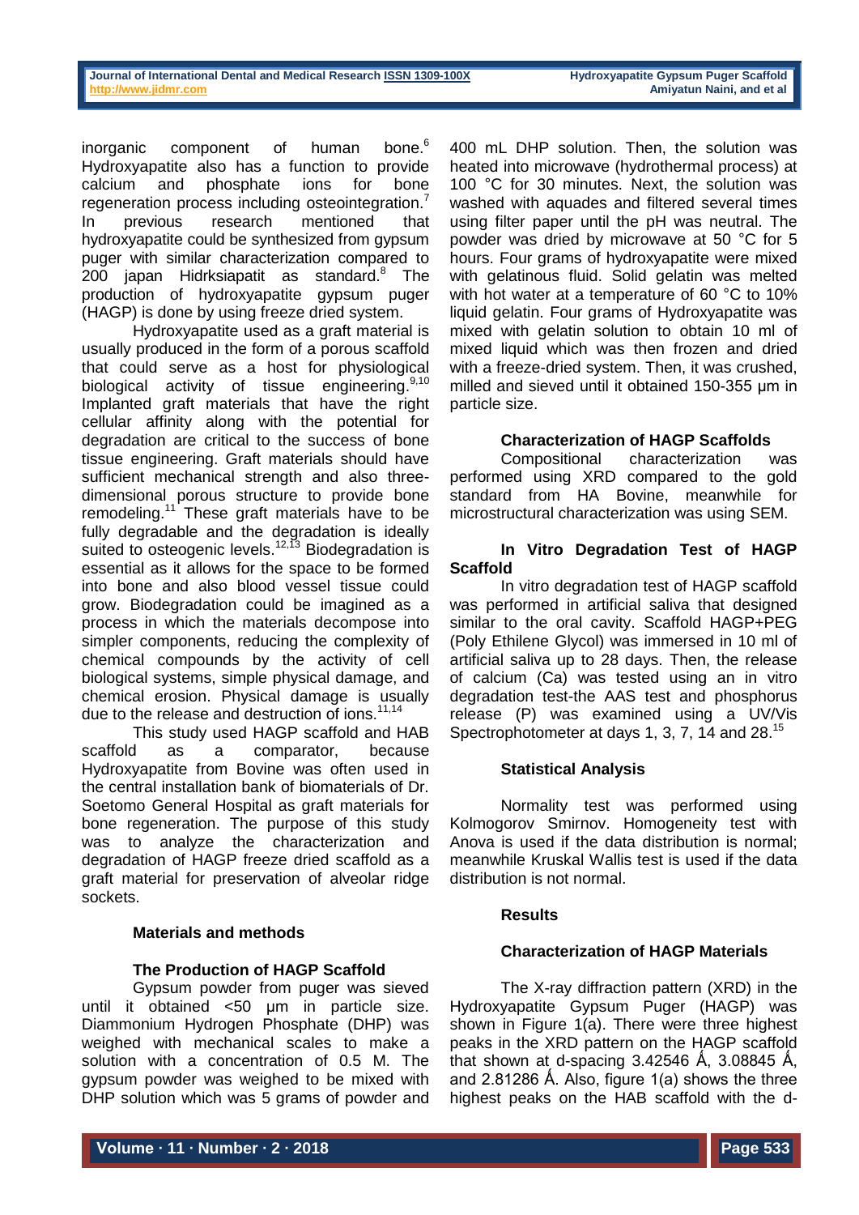inorganic component of human bone.[6] Hydroxyapatite also has a function to provide calcium and phosphate ions for bone regeneration process including osteointegration.[7] In previous research mentioned that hydroxyapatite could be synthesized from gypsum puger with similar characterization compared to 200 japan Hidrksiapatit as standard.[8] The production of hydroxyapatite gypsum puger (HAGP) is done by using freeze dried system.

Hydroxyapatite used as a graft material is usually produced in the form of a porous scaffold that could serve as a host for physiological biological activity of tissue engineering.[9,10] Implanted graft materials that have the right cellular affinity along with the potential for degradation are critical to the success of bone tissue engineering. Graft materials should have sufficient mechanical strength and also three-dimensional porous structure to provide bone remodeling.[11] These graft materials have to be fully degradable and the degradation is ideally suited to osteogenic levels.[12,13] Biodegradation is essential as it allows for the space to be formed into bone and also blood vessel tissue could grow. Biodegradation could be imagined as a process in which the materials decompose into simpler components, reducing the complexity of chemical compounds by the activity of cell biological systems, simple physical damage, and chemical erosion. Physical damage is usually due to the release and destruction of ions.[11,14]

This study used HAGP scaffold and HAB scaffold as a comparator, because Hydroxyapatite from Bovine was often used in the central installation bank of biomaterials of Dr. Soetomo General Hospital as graft materials for bone regeneration. The purpose of this study was to analyze the characterization and degradation of HAGP freeze dried scaffold as a graft material for preservation of alveolar ridge sockets.

## Materials and methods

### The Production of HAGP Scaffold

Gypsum powder from puger was sieved until it obtained <50 µm in particle size. Diammonium Hydrogen Phosphate (DHP) was weighed with mechanical scales to make a solution with a concentration of 0.5 M. The gypsum powder was weighed to be mixed with DHP solution which was 5 grams of powder and 400 mL DHP solution. Then, the solution was heated into microwave (hydrothermal process) at 100 °C for 30 minutes. Next, the solution was washed with aquades and filtered several times using filter paper until the pH was neutral. The powder was dried by microwave at 50 °C for 5 hours. Four grams of hydroxyapatite were mixed with gelatinous fluid. Solid gelatin was melted with hot water at a temperature of 60 °C to 10% liquid gelatin. Four grams of Hydroxyapatite was mixed with gelatin solution to obtain 10 ml of mixed liquid which was then frozen and dried with a freeze-dried system. Then, it was crushed, milled and sieved until it obtained 150-355 µm in particle size.

### Characterization of HAGP Scaffolds

Compositional characterization was performed using XRD compared to the gold standard from HA Bovine, meanwhile for microstructural characterization was using SEM.

### In Vitro Degradation Test of HAGP Scaffold

In vitro degradation test of HAGP scaffold was performed in artificial saliva that designed similar to the oral cavity. Scaffold HAGP+PEG (Poly Ethilene Glycol) was immersed in 10 ml of artificial saliva up to 28 days. Then, the release of calcium (Ca) was tested using an in vitro degradation test-the AAS test and phosphorus release (P) was examined using a UV/Vis Spectrophotometer at days 1, 3, 7, 14 and 28.[15]

### Statistical Analysis

Normality test was performed using Kolmogorov Smirnov. Homogeneity test with Anova is used if the data distribution is normal; meanwhile Kruskal Wallis test is used if the data distribution is not normal.

## Results

### Characterization of HAGP Materials

The X-ray diffraction pattern (XRD) in the Hydroxyapatite Gypsum Puger (HAGP) was shown in Figure 1(a). There were three highest peaks in the XRD pattern on the HAGP scaffold that shown at d-spacing 3.42546 Ǻ, 3.08845 Ǻ, and 2.81286 Ǻ. Also, figure 1(a) shows the three highest peaks on the HAB scaffold with the d-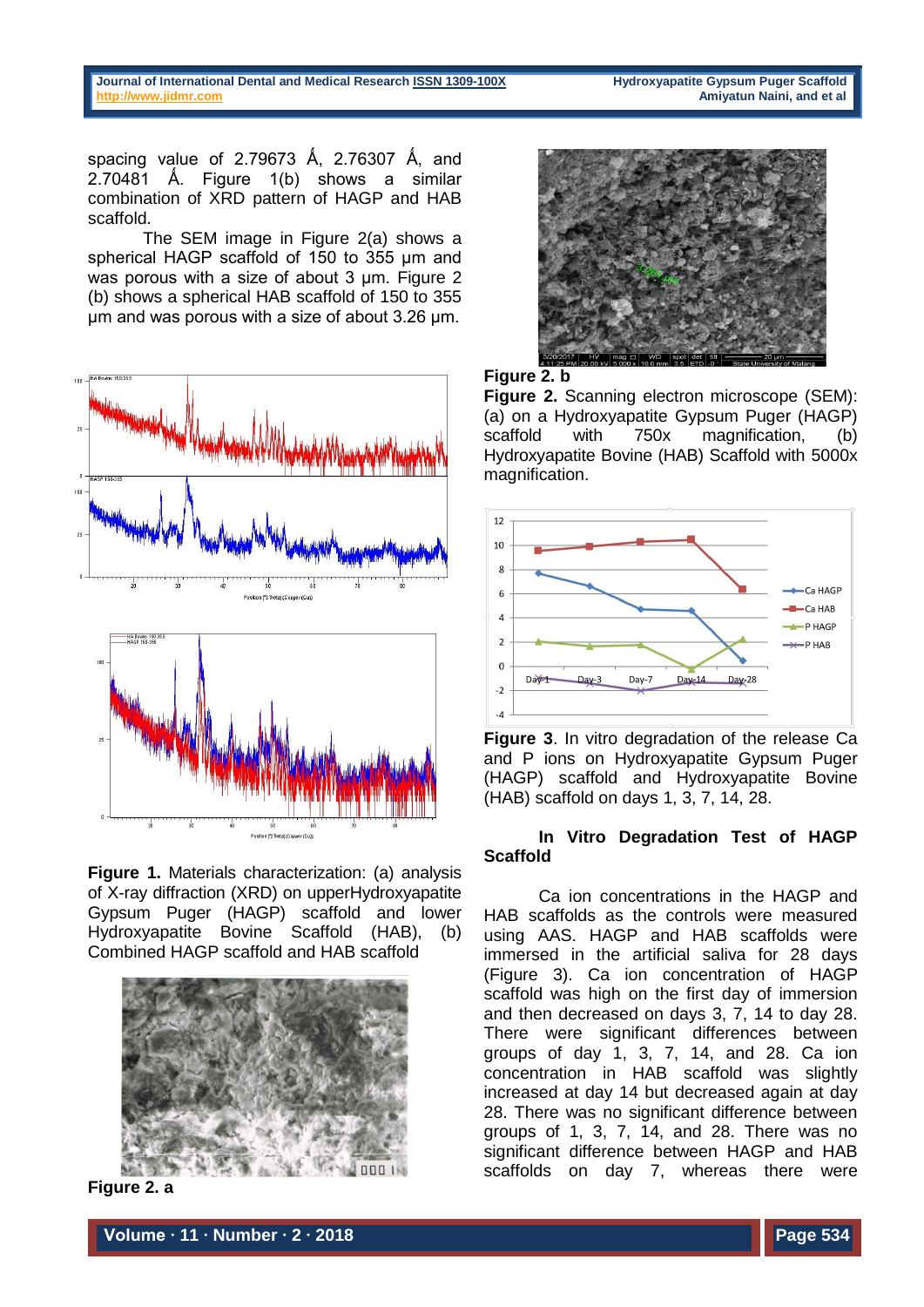spacing value of 2.79673 Å, 2.76307 Å, and 2.70481 Å. Figure 1(b) shows a similar combination of XRD pattern of HAGP and HAB scaffold.

The SEM image in Figure 2(a) shows a spherical HAGP scaffold of 150 to 355 µm and was porous with a size of about 3 µm. Figure 2 (b) shows a spherical HAB scaffold of 150 to 355 µm and was porous with a size of about 3.26 µm.

**Figure 1.** Materials characterization: (a) analysis of X-ray diffraction (XRD) on upperHydroxyapatite Gypsum Puger (HAGP) scaffold and lower Hydroxyapatite Bovine Scaffold (HAB), (b) Combined HAGP scaffold and HAB scaffold

**Figure 2. a**

**Figure 2. b**

**Figure 2.** Scanning electron microscope (SEM): (a) on a Hydroxyapatite Gypsum Puger (HAGP) scaffold with 750x magnification, (b) Hydroxyapatite Bovine (HAB) Scaffold with 5000x magnification.

**Figure 3**. In vitro degradation of the release Ca and P ions on Hydroxyapatite Gypsum Puger (HAGP) scaffold and Hydroxyapatite Bovine (HAB) scaffold on days 1, 3, 7, 14, 28.

### In Vitro Degradation Test of HAGP Scaffold

Ca ion concentrations in the HAGP and HAB scaffolds as the controls were measured using AAS. HAGP and HAB scaffolds were immersed in the artificial saliva for 28 days (Figure 3). Ca ion concentration of HAGP scaffold was high on the first day of immersion and then decreased on days 3, 7, 14 to day 28. There were significant differences between groups of day 1, 3, 7, 14, and 28. Ca ion concentration in HAB scaffold was slightly increased at day 14 but decreased again at day 28. There was no significant difference between groups of 1, 3, 7, 14, and 28. There was no significant difference between HAGP and HAB scaffolds on day 7, whereas there were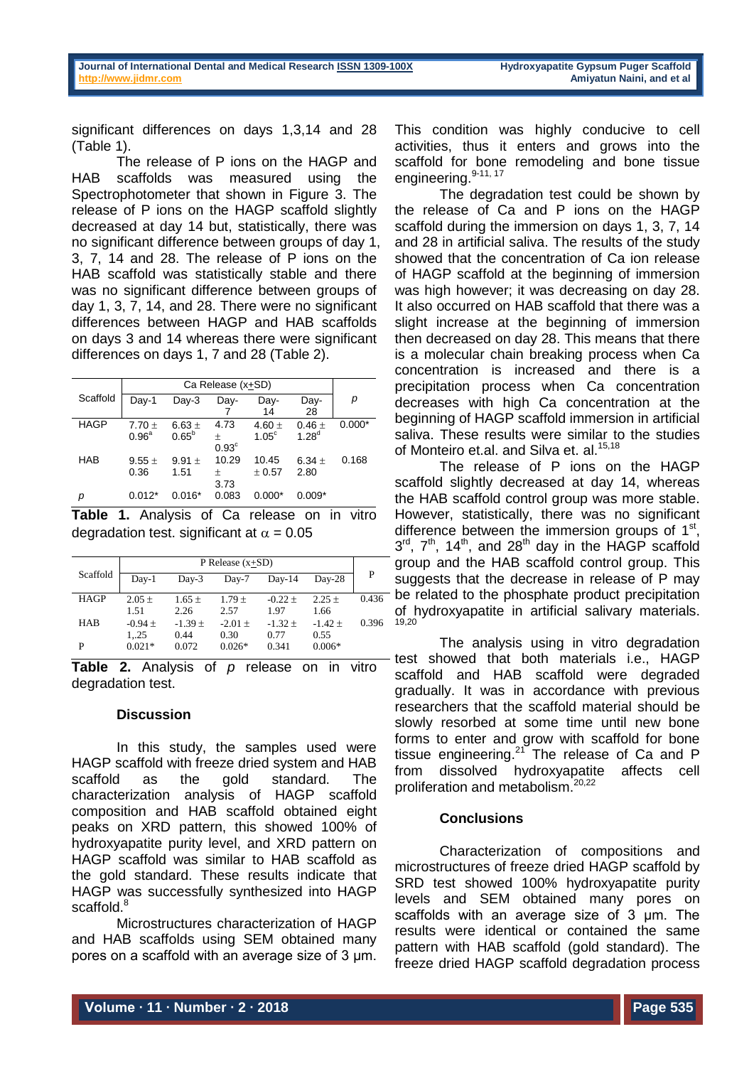significant differences on days 1,3,14 and 28 (Table 1).

The release of P ions on the HAGP and HAB scaffolds was measured using the Spectrophotometer that shown in Figure 3. The release of P ions on the HAGP scaffold slightly decreased at day 14 but, statistically, there was no significant difference between groups of day 1, 3, 7, 14 and 28. The release of P ions on the HAB scaffold was statistically stable and there was no significant difference between groups of day 1, 3, 7, 14, and 28. There were no significant differences between HAGP and HAB scaffolds on days 3 and 14 whereas there were significant differences on days 1, 7 and 28 (Table 2).

| Scaffold | Ca Release (x±SD) | | | | | p |
|---|---|---|---|---|---|---|
| | Day-1 | Day-3 | Day-7 | Day-14 | Day-28 | |
| HAGP | 7.70 ± 0.96[a] | 6.63 ± 0.65[b] | 4.73 ± 0.93[c] | 4.60 ± 1.05[c] | 0.46 ± 1.28[d] | 0.000* |
| HAB | 9.55 ± 0.36 | 9.91 ± 1.51 | 10.29 ± 3.73 | 10.45 ± 0.57 | 6.34 ± 2.80 | 0.168 |
| p | 0.012* | 0.016* | 0.083 | 0.000* | 0.009* | |

**Table 1.** Analysis of Ca release on in vitro degradation test. significant at $\alpha = 0.05$

| Scaffold | P Release (x±SD) | | | | | P |
|---|---|---|---|---|---|---|
| | Day-1 | Day-3 | Day-7 | Day-14 | Day-28 | |
| HAGP | 2.05 ± 1.51 | 1.65 ± 2.26 | 1.79 ± 2.57 | -0.22 ± 1.97 | 2.25 ± 1.66 | 0.436 |
| HAB | -0.94 ± 1,.25 | -1.39 ± 0.44 | -2.01 ± 0.30 | -1.32 ± 0.77 | -1.42 ± 0.55 | 0.396 |
| P | 0.021* | 0.072 | 0.026* | 0.341 | 0.006* | |

**Table 2.** Analysis of *p* release on in vitro degradation test.

## Discussion

In this study, the samples used were HAGP scaffold with freeze dried system and HAB scaffold as the gold standard. The characterization analysis of HAGP scaffold composition and HAB scaffold obtained eight peaks on XRD pattern, this showed 100% of hydroxyapatite purity level, and XRD pattern on HAGP scaffold was similar to HAB scaffold as the gold standard. These results indicate that HAGP was successfully synthesized into HAGP scaffold.[8]

Microstructures characterization of HAGP and HAB scaffolds using SEM obtained many pores on a scaffold with an average size of 3 µm. This condition was highly conducive to cell activities, thus it enters and grows into the scaffold for bone remodeling and bone tissue engineering.[9-11, 17]

The degradation test could be shown by the release of Ca and P ions on the HAGP scaffold during the immersion on days 1, 3, 7, 14 and 28 in artificial saliva. The results of the study showed that the concentration of Ca ion release of HAGP scaffold at the beginning of immersion was high however; it was decreasing on day 28. It also occurred on HAB scaffold that there was a slight increase at the beginning of immersion then decreased on day 28. This means that there is a molecular chain breaking process when Ca concentration is increased and there is a precipitation process when Ca concentration decreases with high Ca concentration at the beginning of HAGP scaffold immersion in artificial saliva. These results were similar to the studies of Monteiro et.al. and Silva et. al.[15,18]

The release of P ions on the HAGP scaffold slightly decreased at day 14, whereas the HAB scaffold control group was more stable. However, statistically, there was no significant difference between the immersion groups of 1st, 3rd, 7th, 14th, and 28th day in the HAGP scaffold group and the HAB scaffold control group. This suggests that the decrease in release of P may be related to the phosphate product precipitation of hydroxyapatite in artificial salivary materials.[19,20]

The analysis using in vitro degradation test showed that both materials i.e., HAGP scaffold and HAB scaffold were degraded gradually. It was in accordance with previous researchers that the scaffold material should be slowly resorbed at some time until new bone forms to enter and grow with scaffold for bone tissue engineering.[21] The release of Ca and P from dissolved hydroxyapatite affects cell proliferation and metabolism.[20,22]

## Conclusions

Characterization of compositions and microstructures of freeze dried HAGP scaffold by SRD test showed 100% hydroxyapatite purity levels and SEM obtained many pores on scaffolds with an average size of 3 µm. The results were identical or contained the same pattern with HAB scaffold (gold standard). The freeze dried HAGP scaffold degradation process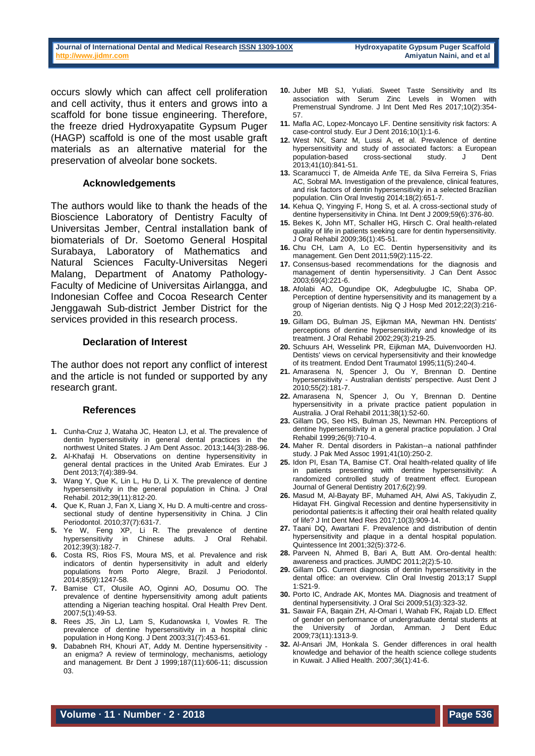occurs slowly which can affect cell proliferation and cell activity, thus it enters and grows into a scaffold for bone tissue engineering. Therefore, the freeze dried Hydroxyapatite Gypsum Puger (HAGP) scaffold is one of the most usable graft materials as an alternative material for the preservation of alveolar bone sockets.

## Acknowledgements

The authors would like to thank the heads of the Bioscience Laboratory of Dentistry Faculty of Universitas Jember, Central installation bank of biomaterials of Dr. Soetomo General Hospital Surabaya, Laboratory of Mathematics and Natural Sciences Faculty-Universitas Negeri Malang, Department of Anatomy Pathology-Faculty of Medicine of Universitas Airlangga, and Indonesian Coffee and Cocoa Research Center Jenggawah Sub-district Jember District for the services provided in this research process.

## Declaration of Interest

The author does not report any conflict of interest and the article is not funded or supported by any research grant.

## References

1. Cunha-Cruz J, Wataha JC, Heaton LJ, et al. The prevalence of dentin hypersensitivity in general dental practices in the northwest United States. J Am Dent Assoc. 2013;144(3):288-96.
2. Al-Khafaji H. Observations on dentine hypersensitivity in general dental practices in the United Arab Emirates. Eur J Dent 2013;7(4):389-94.
3. Wang Y, Que K, Lin L, Hu D, Li X. The prevalence of dentine hypersensitivity in the general population in China. J Oral Rehabil. 2012;39(11):812-20.
4. Que K, Ruan J, Fan X, Liang X, Hu D. A multi-centre and cross-sectional study of dentine hypersensitivity in China. J Clin Periodontol. 2010;37(7):631-7.
5. Ye W, Feng XP, Li R. The prevalence of dentine hypersensitivity in Chinese adults. J Oral Rehabil. 2012;39(3):182-7.
6. Costa RS, Rios FS, Moura MS, et al. Prevalence and risk indicators of dentin hypersensitivity in adult and elderly populations from Porto Alegre, Brazil. J Periodontol. 2014;85(9):1247-58.
7. Bamise CT, Olusile AO, Oginni AO, Dosumu OO. The prevalence of dentine hypersensitivity among adult patients attending a Nigerian teaching hospital. Oral Health Prev Dent. 2007;5(1):49-53.
8. Rees JS, Jin LJ, Lam S, Kudanowska I, Vowles R. The prevalence of dentine hypersensitivity in a hospital clinic population in Hong Kong. J Dent 2003;31(7):453-61.
9. Dababneh RH, Khouri AT, Addy M. Dentine hypersensitivity - an enigma? A review of terminology, mechanisms, aetiology and management. Br Dent J 1999;187(11):606-11; discussion 03.
10. Juber MB SJ, Yuliati. Sweet Taste Sensitivity and Its association with Serum Zinc Levels in Women with Premenstrual Syndrome. J Int Dent Med Res 2017;10(2):354-57.
11. Mafla AC, Lopez-Moncayo LF. Dentine sensitivity risk factors: A case-control study. Eur J Dent 2016;10(1):1-6.
12. West NX, Sanz M, Lussi A, et al. Prevalence of dentine hypersensitivity and study of associated factors: a European population-based cross-sectional study. J Dent 2013;41(10):841-51.
13. Scaramucci T, de Almeida Anfe TE, da Silva Ferreira S, Frias AC, Sobral MA. Investigation of the prevalence, clinical features, and risk factors of dentin hypersensitivity in a selected Brazilian population. Clin Oral Investig 2014;18(2):651-7.
14. Kehua Q, Yingying F, Hong S, et al. A cross-sectional study of dentine hypersensitivity in China. Int Dent J 2009;59(6):376-80.
15. Bekes K, John MT, Schaller HG, Hirsch C. Oral health-related quality of life in patients seeking care for dentin hypersensitivity. J Oral Rehabil 2009;36(1):45-51.
16. Chu CH, Lam A, Lo EC. Dentin hypersensitivity and its management. Gen Dent 2011;59(2):115-22.
17. Consensus-based recommendations for the diagnosis and management of dentin hypersensitivity. J Can Dent Assoc 2003;69(4):221-6.
18. Afolabi AO, Ogundipe OK, Adegbulugbe IC, Shaba OP. Perception of dentine hypersensitivity and its management by a group of Nigerian dentists. Nig Q J Hosp Med 2012;22(3):216-20.
19. Gillam DG, Bulman JS, Eijkman MA, Newman HN. Dentists' perceptions of dentine hypersensitivity and knowledge of its treatment. J Oral Rehabil 2002;29(3):219-25.
20. Schuurs AH, Wesselink PR, Eijkman MA, Duivenvoorden HJ. Dentists' views on cervical hypersensitivity and their knowledge of its treatment. Endod Dent Traumatol 1995;11(5):240-4.
21. Amarasena N, Spencer J, Ou Y, Brennan D. Dentine hypersensitivity - Australian dentists' perspective. Aust Dent J 2010;55(2):181-7.
22. Amarasena N, Spencer J, Ou Y, Brennan D. Dentine hypersensitivity in a private practice patient population in Australia. J Oral Rehabil 2011;38(1):52-60.
23. Gillam DG, Seo HS, Bulman JS, Newman HN. Perceptions of dentine hypersensitivity in a general practice population. J Oral Rehabil 1999;26(9):710-4.
24. Maher R. Dental disorders in Pakistan--a national pathfinder study. J Pak Med Assoc 1991;41(10):250-2.
25. Idon PI, Esan TA, Bamise CT. Oral health-related quality of life in patients presenting with dentine hypersensitivity: A randomized controlled study of treatment effect. European Journal of General Dentistry 2017;6(2):99.
26. Masud M, Al-Bayaty BF, Muhamed AH, Alwi AS, Takiyudin Z, Hidayat FH. Gingival Recession and dentine hypersensitivity in periodontal patients:is it affecting their oral health related quality of life? J Int Dent Med Res 2017;10(3):909-14.
27. Taani DQ, Awartani F. Prevalence and distribution of dentin hypersensitivity and plaque in a dental hospital population. Quintessence Int 2001;32(5):372-6.
28. Parveen N, Ahmed B, Bari A, Butt AM. Oro-dental health: awareness and practices. JUMDC 2011;2(2):5-10.
29. Gillam DG. Current diagnosis of dentin hypersensitivity in the dental office: an overview. Clin Oral Investig 2013;17 Suppl 1:S21-9.
30. Porto IC, Andrade AK, Montes MA. Diagnosis and treatment of dentinal hypersensitivity. J Oral Sci 2009;51(3):323-32.
31. Sawair FA, Baqain ZH, Al-Omari I, Wahab FK, Rajab LD. Effect of gender on performance of undergraduate dental students at the University of Jordan, Amman. J Dent Educ 2009;73(11):1313-9.
32. Al-Ansari JM, Honkala S. Gender differences in oral health knowledge and behavior of the health science college students in Kuwait. J Allied Health. 2007;36(1):41-6.